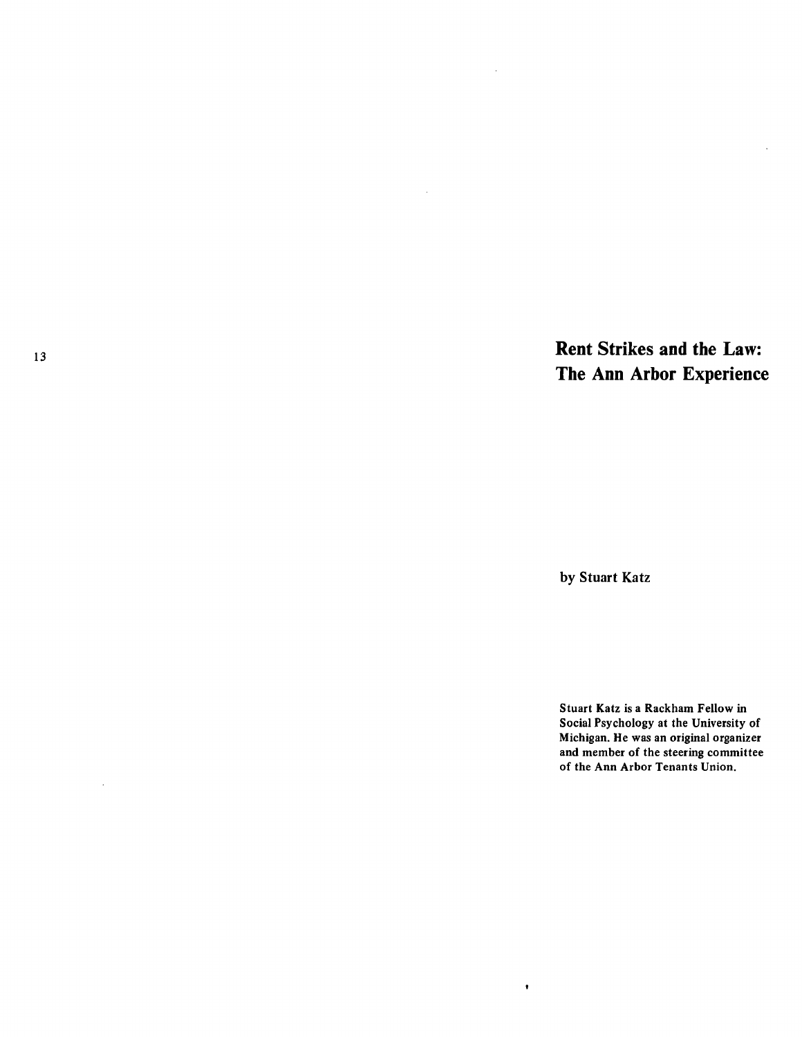# Rent Strikes and the Law: The Ann Arbor Experience

by Stuart Katz

Stuart Katz is a Rackham Fellow in Social Psychology at the University of Michigan. He was an original organizer and member of the steering committee of the Ann Arbor Tenants Union.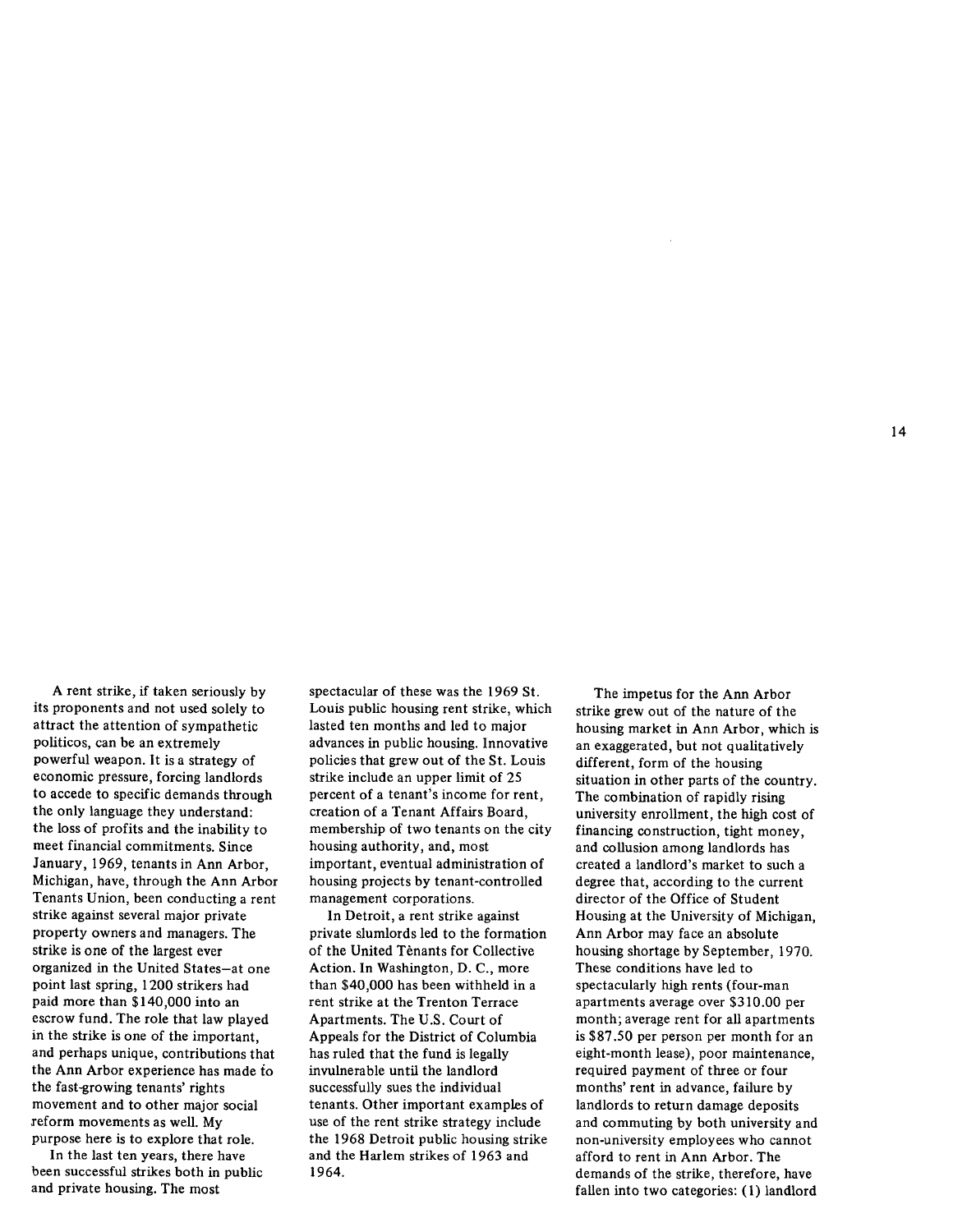A rent strike, if taken seriously by its proponents and not used solely to attract the attention of sympathetic politicos, can be an extremely powerful weapon. It is a strategy of economic pressure, forcing landlords to accede to specific demands through the only language they understand: the loss of profits and the inability to meet financial commitments. Since January, 1969, tenants in Ann Arbor, Michigan, have, through the Ann Arbor Tenants Union, been conducting a rent strike against several major private property owners and managers. The strike is one of the largest ever organized in the United States—at one point last spring, 1200 strikers had paid more than $140,000 into an escrow fund. The role that law played in the strike is one of the important, and perhaps unique, contributions that the Ann Arbor experience has made to the fast-growing tenants' rights movement and to other major social reform movements as well. My purpose here is to explore that role.

In the last ten years, there have been successful strikes both in public and private housing. The most spectacular of these was the 1969 St. Louis public housing rent strike, which lasted ten months and led to major advances in public housing. Innovative policies that grew out of the St. Louis strike include an upper limit of 25 percent of a tenant's income for rent, creation of a Tenant Affairs Board, membership of two tenants on the city housing authority, and, most important, eventual administration of housing projects by tenant-controlled management corporations.

In Detroit, a rent strike against private slumlords led to the formation of the United Tenants for Collective Action. In Washington, D. C., more than $40,000 has been withheld in a rent strike at the Trenton Terrace Apartments. The U.S. Court of Appeals for the District of Columbia has ruled that the fund is legally invulnerable until the landlord successfully sues the individual tenants. Other important examples of use of the rent strike strategy include the 1968 Detroit public housing strike and the Harlem strikes of 1963 and 1964.

The impetus for the Ann Arbor strike grew out of the nature of the housing market in Ann Arbor, which is an exaggerated, but not qualitatively different, form of the housing situation in other parts of the country. The combination of rapidly rising university enrollment, the high cost of financing construction, tight money, and collusion among landlords has created a landlord's market to such a degree that, according to the current director of the Office of Student Housing at the University of Michigan, Ann Arbor may face an absolute housing shortage by September, 1970. These conditions have led to spectacularly high rents (four-man apartments average over $310.00 per month; average rent for all apartments is $87.50 per person per month for an eight-month lease), poor maintenance, required payment of three or four months' rent in advance, failure by landlords to return damage deposits and commuting by both university and non-university employees who cannot afford to rent in Ann Arbor. The demands of the strike, therefore, have fallen into two categories: (1) landlord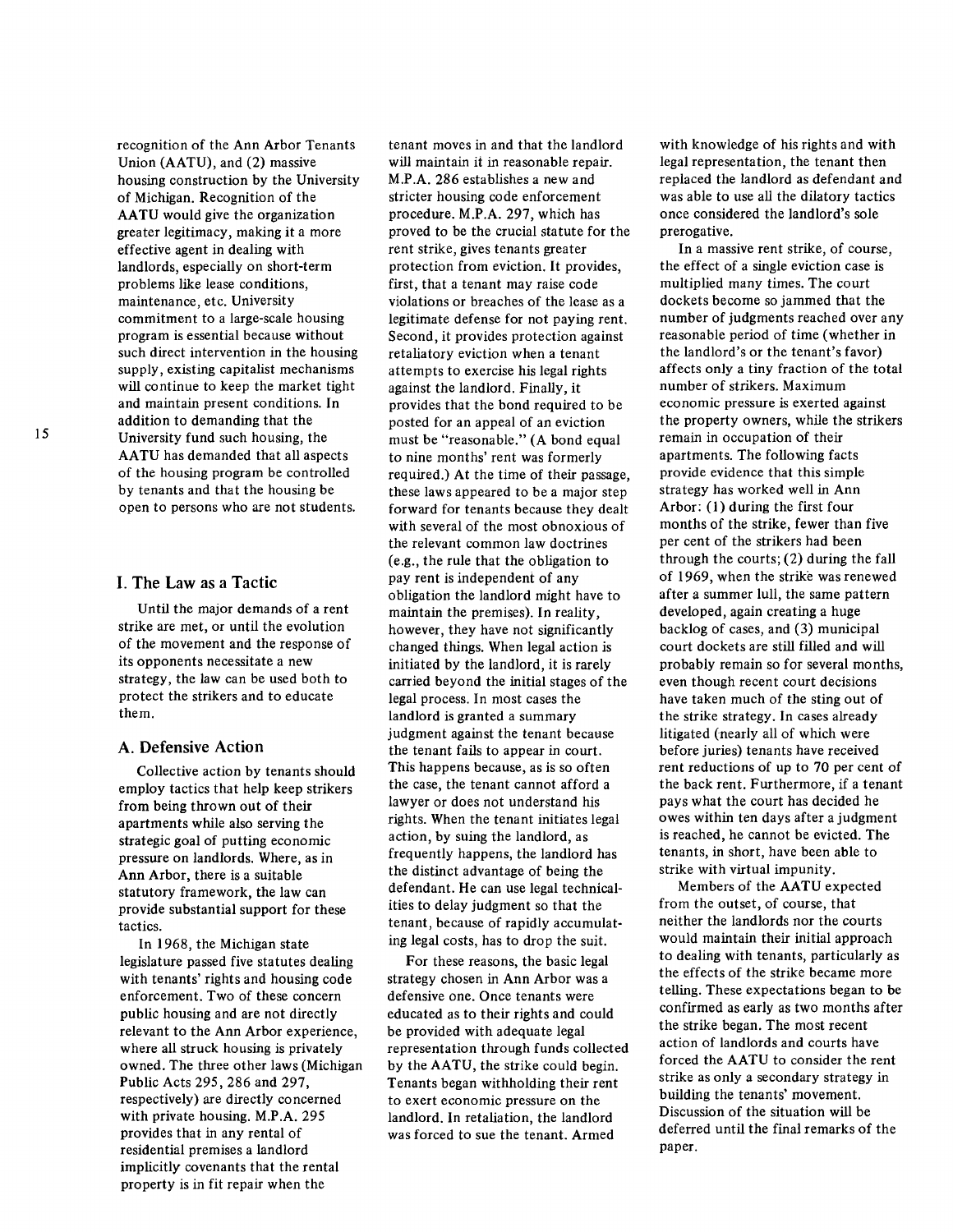recognition of the Ann Arbor Tenants Union (AATU), and (2) massive housing construction by the University of Michigan. Recognition of the AATU would give the organization greater legitimacy, making it a more effective agent in dealing with landlords, especially on short-term problems like lease conditions, maintenance, etc. University commitment to a large-scale housing program is essential because without such direct intervention in the housing supply, existing capitalist mechanisms will continue to keep the market tight and maintain present conditions. In addition to demanding that the University fund such housing, the AATU has demanded that all aspects of the housing program be controlled by tenants and that the housing be open to persons who are not students.

## I. The Law as a Tactic

Until the major demands of a rent strike are met, or until the evolution of the movement and the response of its opponents necessitate a new strategy, the law can be used both to protect the strikers and to educate them.

### A. Defensive Action

Collective action by tenants should employ tactics that help keep strikers from being thrown out of their apartments while also serving the strategic goal of putting economic pressure on landlords. Where, as in Ann Arbor, there is a suitable statutory framework, the law can provide substantial support for these tactics.

In 1968, the Michigan state legislature passed five statutes dealing with tenants' rights and housing code enforcement. Two of these concern public housing and are not directly relevant to the Ann Arbor experience, where all struck housing is privately owned. The three other laws (Michigan Public Acts 295, 286 and 297, respectively) are directly concerned with private housing. M.P.A. 295 provides that in any rental of residential premises a landlord implicitly covenants that the rental property is in fit repair when the tenant moves in and that the landlord will maintain it in reasonable repair. M.P.A. 286 establishes a new and stricter housing code enforcement procedure. M.P.A. 297, which has proved to be the crucial statute for the rent strike, gives tenants greater protection from eviction. It provides, first, that a tenant may raise code violations or breaches of the lease as a legitimate defense for not paying rent. Second, it provides protection against retaliatory eviction when a tenant attempts to exercise his legal rights against the landlord. Finally, it provides that the bond required to be posted for an appeal of an eviction must be "reasonable." (A bond equal to nine months' rent was formerly required.) At the time of their passage, these laws appeared to be a major step forward for tenants because they dealt with several of the most obnoxious of the relevant common law doctrines (e.g., the rule that the obligation to pay rent is independent of any obligation the landlord might have to maintain the premises). In reality, however, they have not significantly changed things. When legal action is initiated by the landlord, it is rarely carried beyond the initial stages of the legal process. In most cases the landlord is granted a summary judgment against the tenant because the tenant fails to appear in court. This happens because, as is so often the case, the tenant cannot afford a lawyer or does not understand his rights. When the tenant initiates legal action, by suing the landlord, as frequently happens, the landlord has the distinct advantage of being the defendant. He can use legal technicalities to delay judgment so that the tenant, because of rapidly accumulating legal costs, has to drop the suit.

For these reasons, the basic legal strategy chosen in Ann Arbor was a defensive one. Once tenants were educated as to their rights and could be provided with adequate legal representation through funds collected by the AATU, the strike could begin. Tenants began withholding their rent to exert economic pressure on the landlord. In retaliation, the landlord was forced to sue the tenant. Armed with knowledge of his rights and with legal representation, the tenant then replaced the landlord as defendant and was able to use all the dilatory tactics once considered the landlord's sole prerogative.

In a massive rent strike, of course, the effect of a single eviction case is multiplied many times. The court dockets become so jammed that the number of judgments reached over any reasonable period of time (whether in the landlord's or the tenant's favor) affects only a tiny fraction of the total number of strikers. Maximum economic pressure is exerted against the property owners, while the strikers remain in occupation of their apartments. The following facts provide evidence that this simple strategy has worked well in Ann Arbor: (1) during the first four months of the strike, fewer than five per cent of the strikers had been through the courts; (2) during the fall of 1969, when the strike was renewed after a summer lull, the same pattern developed, again creating a huge backlog of cases, and (3) municipal court dockets are still filled and will probably remain so for several months, even though recent court decisions have taken much of the sting out of the strike strategy. In cases already litigated (nearly all of which were before juries) tenants have received rent reductions of up to 70 per cent of the back rent. Furthermore, if a tenant pays what the court has decided he owes within ten days after a judgment is reached, he cannot be evicted. The tenants, in short, have been able to strike with virtual impunity.

Members of the AATU expected from the outset, of course, that neither the landlords nor the courts would maintain their initial approach to dealing with tenants, particularly as the effects of the strike became more telling. These expectations began to be confirmed as early as two months after the strike began. The most recent action of landlords and courts have forced the AATU to consider the rent strike as only a secondary strategy in building the tenants' movement. Discussion of the situation will be deferred until the final remarks of the paper.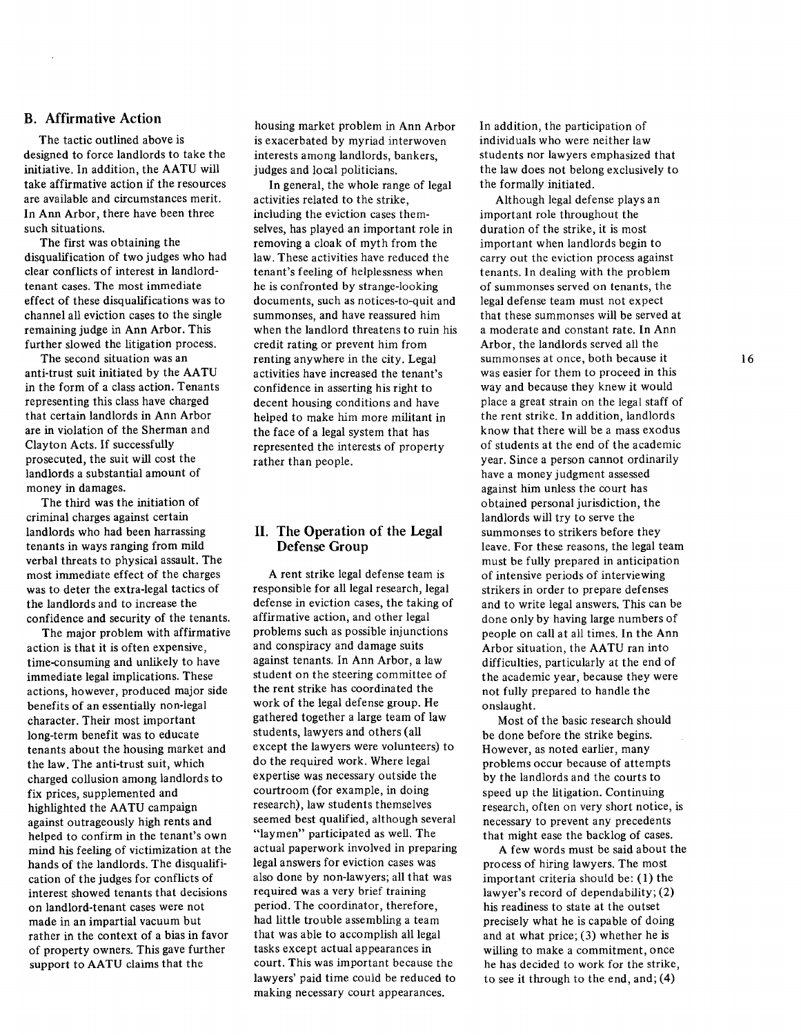## B. Affirmative Action

The tactic outlined above is designed to force landlords to take the initiative. In addition, the AATU will take affirmative action if the resources are available and circumstances merit. In Ann Arbor, there have been three such situations.

The first was obtaining the disqualification of two judges who had clear conflicts of interest in landlord-tenant cases. The most immediate effect of these disqualifications was to channel all eviction cases to the single remaining judge in Ann Arbor. This further slowed the litigation process.

The second situation was an anti-trust suit initiated by the AATU in the form of a class action. Tenants representing this class have charged that certain landlords in Ann Arbor are in violation of the Sherman and Clayton Acts. If successfully prosecuted, the suit will cost the landlords a substantial amount of money in damages.

The third was the initiation of criminal charges against certain landlords who had been harrassing tenants in ways ranging from mild verbal threats to physical assault. The most immediate effect of the charges was to deter the extra-legal tactics of the landlords and to increase the confidence and security of the tenants.

The major problem with affirmative action is that it is often expensive, time-consuming and unlikely to have immediate legal implications. These actions, however, produced major side benefits of an essentially non-legal character. Their most important long-term benefit was to educate tenants about the housing market and the law. The anti-trust suit, which charged collusion among landlords to fix prices, supplemented and highlighted the AATU campaign against outrageously high rents and helped to confirm in the tenant's own mind his feeling of victimization at the hands of the landlords. The disqualification of the judges for conflicts of interest showed tenants that decisions on landlord-tenant cases were not made in an impartial vacuum but rather in the context of a bias in favor of property owners. This gave further support to AATU claims that the housing market problem in Ann Arbor is exacerbated by myriad interwoven interests among landlords, bankers, judges and local politicians.

In general, the whole range of legal activities related to the strike, including the eviction cases themselves, has played an important role in removing a cloak of myth from the law. These activities have reduced the tenant's feeling of helplessness when he is confronted by strange-looking documents, such as notices-to-quit and summonses, and have reassured him when the landlord threatens to ruin his credit rating or prevent him from renting anywhere in the city. Legal activities have increased the tenant's confidence in asserting his right to decent housing conditions and have helped to make him more militant in the face of a legal system that has represented the interests of property rather than people.

# II. The Operation of the Legal Defense Group

A rent strike legal defense team is responsible for all legal research, legal defense in eviction cases, the taking of affirmative action, and other legal problems such as possible injunctions and conspiracy and damage suits against tenants. In Ann Arbor, a law student on the steering committee of the rent strike has coordinated the work of the legal defense group. He gathered together a large team of law students, lawyers and others (all except the lawyers were volunteers) to do the required work. Where legal expertise was necessary outside the courtroom (for example, in doing research), law students themselves seemed best qualified, although several "laymen" participated as well. The actual paperwork involved in preparing legal answers for eviction cases was also done by non-lawyers; all that was required was a very brief training period. The coordinator, therefore, had little trouble assembling a team that was able to accomplish all legal tasks except actual appearances in court. This was important because the lawyers' paid time could be reduced to making necessary court appearances. In addition, the participation of individuals who were neither law students nor lawyers emphasized that the law does not belong exclusively to the formally initiated.

Although legal defense plays an important role throughout the duration of the strike, it is most important when landlords begin to carry out the eviction process against tenants. In dealing with the problem of summonses served on tenants, the legal defense team must not expect that these summonses will be served at a moderate and constant rate. In Ann Arbor, the landlords served all the summonses at once, both because it was easier for them to proceed in this way and because they knew it would place a great strain on the legal staff of the rent strike. In addition, landlords know that there will be a mass exodus of students at the end of the academic year. Since a person cannot ordinarily have a money judgment assessed against him unless the court has obtained personal jurisdiction, the landlords will try to serve the summonses to strikers before they leave. For these reasons, the legal team must be fully prepared in anticipation of intensive periods of interviewing strikers in order to prepare defenses and to write legal answers. This can be done only by having large numbers of people on call at all times. In the Ann Arbor situation, the AATU ran into difficulties, particularly at the end of the academic year, because they were not fully prepared to handle the onslaught.

Most of the basic research should be done before the strike begins. However, as noted earlier, many problems occur because of attempts by the landlords and the courts to speed up the litigation. Continuing research, often on very short notice, is necessary to prevent any precedents that might ease the backlog of cases.

A few words must be said about the process of hiring lawyers. The most important criteria should be: (1) the lawyer's record of dependability; (2) his readiness to state at the outset precisely what he is capable of doing and at what price; (3) whether he is willing to make a commitment, once he has decided to work for the strike, to see it through to the end, and; (4)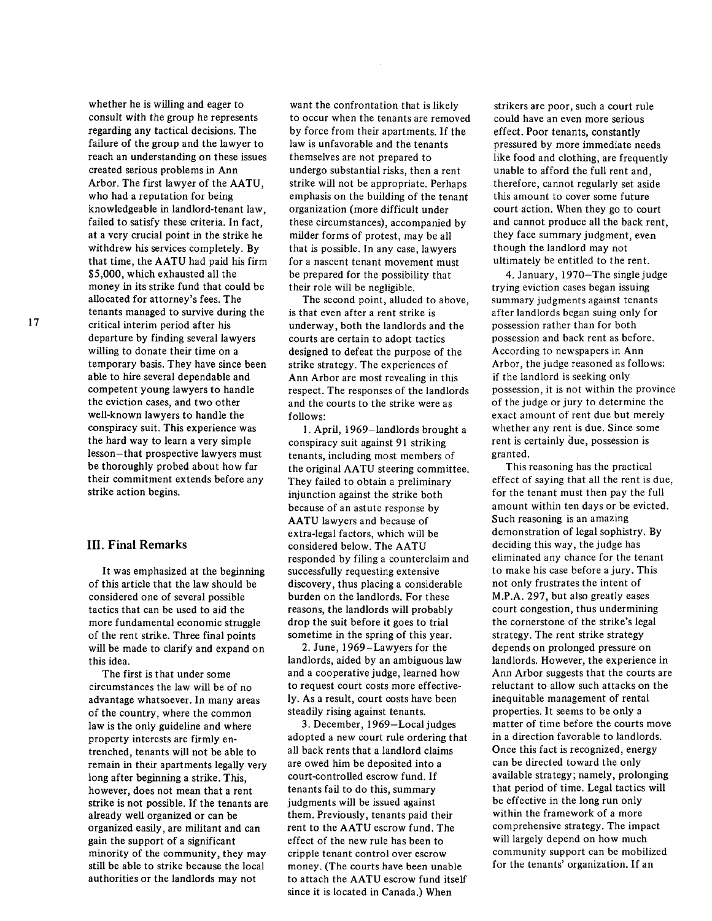whether he is willing and eager to consult with the group he represents regarding any tactical decisions. The failure of the group and the lawyer to reach an understanding on these issues created serious problems in Ann Arbor. The first lawyer of the AATU, who had a reputation for being knowledgeable in landlord-tenant law, failed to satisfy these criteria. In fact, at a very crucial point in the strike he withdrew his services completely. By that time, the AATU had paid his firm $5,000, which exhausted all the money in its strike fund that could be allocated for attorney's fees. The tenants managed to survive during the critical interim period after his departure by finding several lawyers willing to donate their time on a temporary basis. They have since been able to hire several dependable and competent young lawyers to handle the eviction cases, and two other well-known lawyers to handle the conspiracy suit. This experience was the hard way to learn a very simple lesson—that prospective lawyers must be thoroughly probed about how far their commitment extends before any strike action begins.

## III. Final Remarks

It was emphasized at the beginning of this article that the law should be considered one of several possible tactics that can be used to aid the more fundamental economic struggle of the rent strike. Three final points will be made to clarify and expand on this idea.

The first is that under some circumstances the law will be of no advantage whatsoever. In many areas of the country, where the common law is the only guideline and where property interests are firmly entrenched, tenants will not be able to remain in their apartments legally very long after beginning a strike. This, however, does not mean that a rent strike is not possible. If the tenants are already well organized or can be organized easily, are militant and can gain the support of a significant minority of the community, they may still be able to strike because the local authorities or the landlords may not want the confrontation that is likely to occur when the tenants are removed by force from their apartments. If the law is unfavorable and the tenants themselves are not prepared to undergo substantial risks, then a rent strike will not be appropriate. Perhaps emphasis on the building of the tenant organization (more difficult under these circumstances), accompanied by milder forms of protest, may be all that is possible. In any case, lawyers for a nascent tenant movement must be prepared for the possibility that their role will be negligible.

The second point, alluded to above, is that even after a rent strike is underway, both the landlords and the courts are certain to adopt tactics designed to defeat the purpose of the strike strategy. The experiences of Ann Arbor are most revealing in this respect. The responses of the landlords and the courts to the strike were as follows:

1. April, 1969—landlords brought a conspiracy suit against 91 striking tenants, including most members of the original AATU steering committee. They failed to obtain a preliminary injunction against the strike both because of an astute response by AATU lawyers and because of extra-legal factors, which will be considered below. The AATU responded by filing a counterclaim and successfully requesting extensive discovery, thus placing a considerable burden on the landlords. For these reasons, the landlords will probably drop the suit before it goes to trial sometime in the spring of this year.

2. June, 1969—Lawyers for the landlords, aided by an ambiguous law and a cooperative judge, learned how to request court costs more effectively. As a result, court costs have been steadily rising against tenants.

3. December, 1969—Local judges adopted a new court rule ordering that all back rents that a landlord claims are owed him be deposited into a court-controlled escrow fund. If tenants fail to do this, summary judgments will be issued against them. Previously, tenants paid their rent to the AATU escrow fund. The effect of the new rule has been to cripple tenant control over escrow money. (The courts have been unable to attach the AATU escrow fund itself since it is located in Canada.) When strikers are poor, such a court rule could have an even more serious effect. Poor tenants, constantly pressured by more immediate needs like food and clothing, are frequently unable to afford the full rent and, therefore, cannot regularly set aside this amount to cover some future court action. When they go to court and cannot produce all the back rent, they face summary judgment, even though the landlord may not ultimately be entitled to the rent.

4. January, 1970—The single judge trying eviction cases began issuing summary judgments against tenants after landlords began suing only for possession rather than for both possession and back rent as before. According to newspapers in Ann Arbor, the judge reasoned as follows: if the landlord is seeking only possession, it is not within the province of the judge or jury to determine the exact amount of rent due but merely whether any rent is due. Since some rent is certainly due, possession is granted.

This reasoning has the practical effect of saying that all the rent is due, for the tenant must then pay the full amount within ten days or be evicted. Such reasoning is an amazing demonstration of legal sophistry. By deciding this way, the judge has eliminated any chance for the tenant to make his case before a jury. This not only frustrates the intent of M.P.A. 297, but also greatly eases court congestion, thus undermining the cornerstone of the strike's legal strategy. The rent strike strategy depends on prolonged pressure on landlords. However, the experience in Ann Arbor suggests that the courts are reluctant to allow such attacks on the inequitable management of rental properties. It seems to be only a matter of time before the courts move in a direction favorable to landlords. Once this fact is recognized, energy can be directed toward the only available strategy; namely, prolonging that period of time. Legal tactics will be effective in the long run only within the framework of a more comprehensive strategy. The impact will largely depend on how much community support can be mobilized for the tenants' organization. If an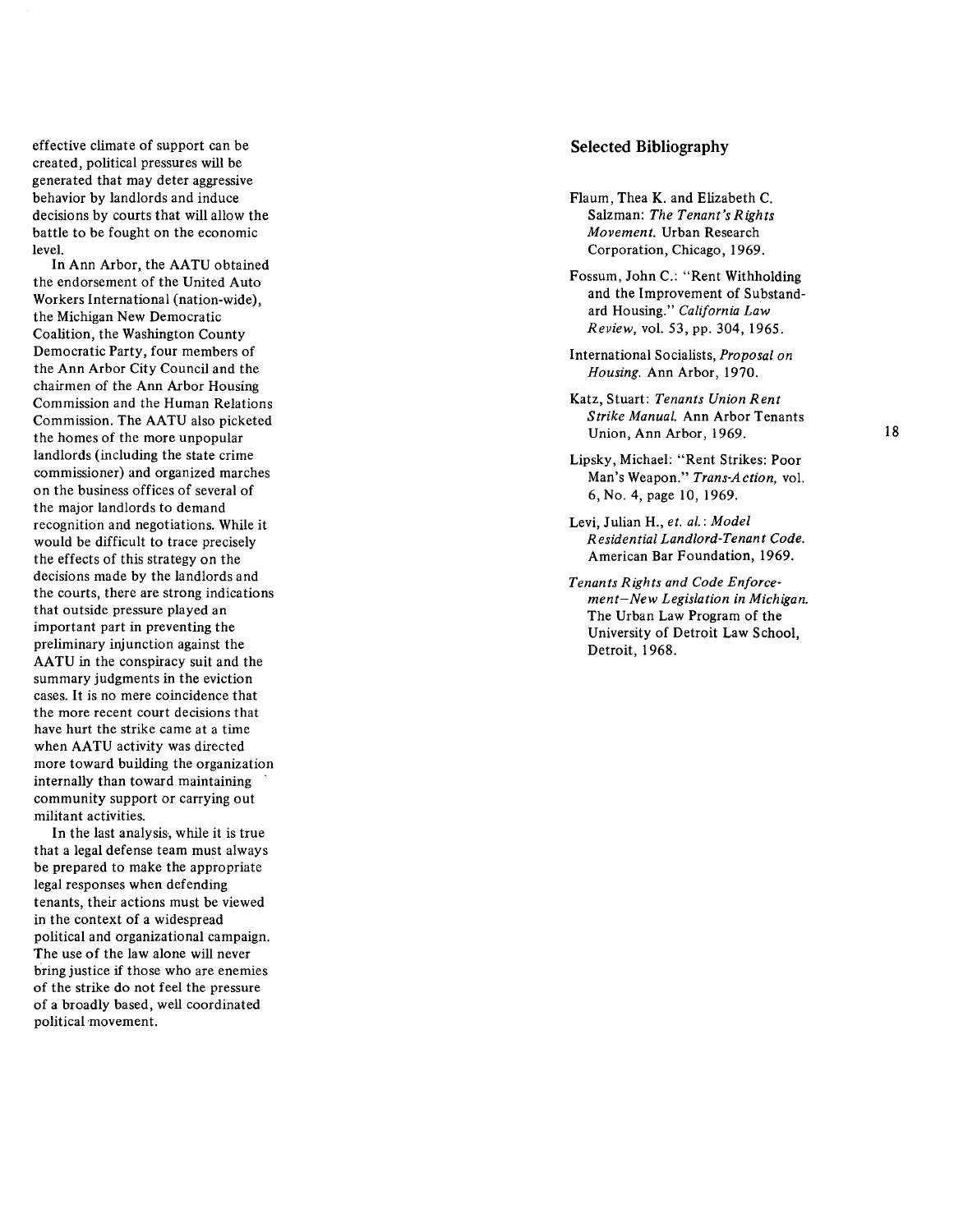effective climate of support can be created, political pressures will be generated that may deter aggressive behavior by landlords and induce decisions by courts that will allow the battle to be fought on the economic level.

In Ann Arbor, the AATU obtained the endorsement of the United Auto Workers International (nation-wide), the Michigan New Democratic Coalition, the Washington County Democratic Party, four members of the Ann Arbor City Council and the chairmen of the Ann Arbor Housing Commission and the Human Relations Commission. The AATU also picketed the homes of the more unpopular landlords (including the state crime commissioner) and organized marches on the business offices of several of the major landlords to demand recognition and negotiations. While it would be difficult to trace precisely the effects of this strategy on the decisions made by the landlords and the courts, there are strong indications that outside pressure played an important part in preventing the preliminary injunction against the AATU in the conspiracy suit and the summary judgments in the eviction cases. It is no mere coincidence that the more recent court decisions that have hurt the strike came at a time when AATU activity was directed more toward building the organization internally than toward maintaining community support or carrying out militant activities.

In the last analysis, while it is true that a legal defense team must always be prepared to make the appropriate legal responses when defending tenants, their actions must be viewed in the context of a widespread political and organizational campaign. The use of the law alone will never bring justice if those who are enemies of the strike do not feel the pressure of a broadly based, well coordinated political movement.

## Selected Bibliography

Flaum, Thea K. and Elizabeth C. Salzman: *The Tenant's Rights Movement.* Urban Research Corporation, Chicago, 1969.

Fossum, John C.: "Rent Withholding and the Improvement of Substandard Housing." *California Law Review,* vol. 53, pp. 304, 1965.

International Socialists, *Proposal on Housing.* Ann Arbor, 1970.

Katz, Stuart: *Tenants Union Rent Strike Manual.* Ann Arbor Tenants Union, Ann Arbor, 1969.

Lipsky, Michael: "Rent Strikes: Poor Man's Weapon." *Trans-Action,* vol. 6, No. 4, page 10, 1969.

Levi, Julian H., *et. al.*: *Model Residential Landlord-Tenant Code.* American Bar Foundation, 1969.

*Tenants Rights and Code Enforcement–New Legislation in Michigan.* The Urban Law Program of the University of Detroit Law School, Detroit, 1968.